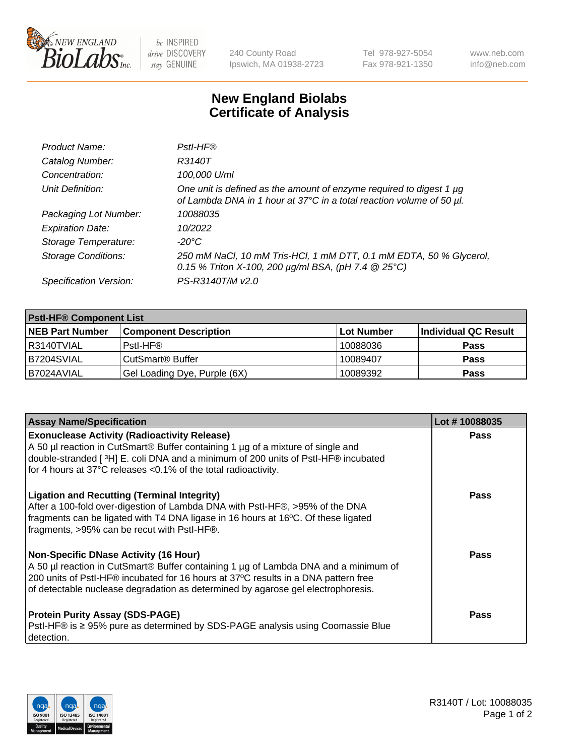New England BioLabs Inc. — be INSPIRED drive DISCOVERY stay GENUINE

240 County Road
Ipswich, MA 01938-2723

Tel 978-927-5054
Fax 978-921-1350

www.neb.com
info@neb.com

# New England Biolabs
# Certificate of Analysis

| | |
|---|---|
| *Product Name:* | *PstI-HF®* |
| *Catalog Number:* | *R3140T* |
| *Concentration:* | *100,000 U/ml* |
| *Unit Definition:* | *One unit is defined as the amount of enzyme required to digest 1 µg of Lambda DNA in 1 hour at 37°C in a total reaction volume of 50 µl.* |
| *Packaging Lot Number:* | *10088035* |
| *Expiration Date:* | *10/2022* |
| *Storage Temperature:* | *-20°C* |
| *Storage Conditions:* | *250 mM NaCl, 10 mM Tris-HCl, 1 mM DTT, 0.1 mM EDTA, 50 % Glycerol, 0.15 % Triton X-100, 200 µg/ml BSA, (pH 7.4 @ 25°C)* |
| *Specification Version:* | *PS-R3140T/M v2.0* |

| **PstI-HF® Component List** | | | |
|---|---|---|---|
| **NEB Part Number** | **Component Description** | **Lot Number** | **Individual QC Result** |
| R3140TVIAL | PstI-HF® | 10088036 | **Pass** |
| B7204SVIAL | CutSmart® Buffer | 10089407 | **Pass** |
| B7024AVIAL | Gel Loading Dye, Purple (6X) | 10089392 | **Pass** |

| **Assay Name/Specification** | **Lot # 10088035** |
|---|---|
| **Exonuclease Activity (Radioactivity Release)**<br>A 50 µl reaction in CutSmart® Buffer containing 1 µg of a mixture of single and double-stranded [ $^3$H] E. coli DNA and a minimum of 200 units of PstI-HF® incubated for 4 hours at 37°C releases <0.1% of the total radioactivity. | **Pass** |
| **Ligation and Recutting (Terminal Integrity)**<br>After a 100-fold over-digestion of Lambda DNA with PstI-HF®, >95% of the DNA fragments can be ligated with T4 DNA ligase in 16 hours at 16ºC. Of these ligated fragments, >95% can be recut with PstI-HF®. | **Pass** |
| **Non-Specific DNase Activity (16 Hour)**<br>A 50 µl reaction in CutSmart® Buffer containing 1 µg of Lambda DNA and a minimum of 200 units of PstI-HF® incubated for 16 hours at 37ºC results in a DNA pattern free of detectable nuclease degradation as determined by agarose gel electrophoresis. | **Pass** |
| **Protein Purity Assay (SDS-PAGE)**<br>PstI-HF® is ≥ 95% pure as determined by SDS-PAGE analysis using Coomassie Blue detection. | **Pass** |

R3140T / Lot: 10088035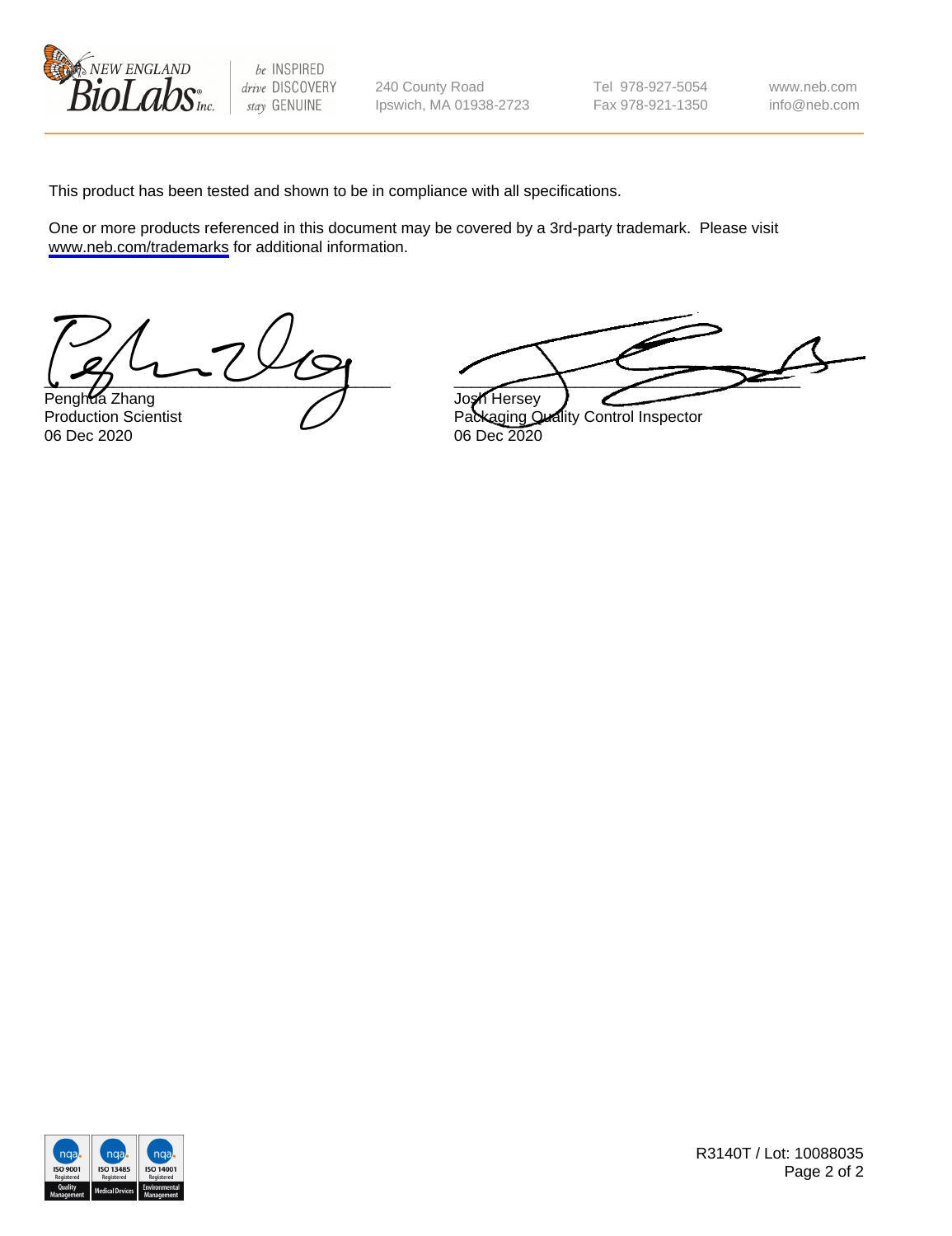This product has been tested and shown to be in compliance with all specifications.

One or more products referenced in this document may be covered by a 3rd-party trademark. Please visit www.neb.com/trademarks for additional information.

Penghua Zhang
Production Scientist
06 Dec 2020

Josh Hersey
Packaging Quality Control Inspector
06 Dec 2020

R3140T / Lot: 10088035